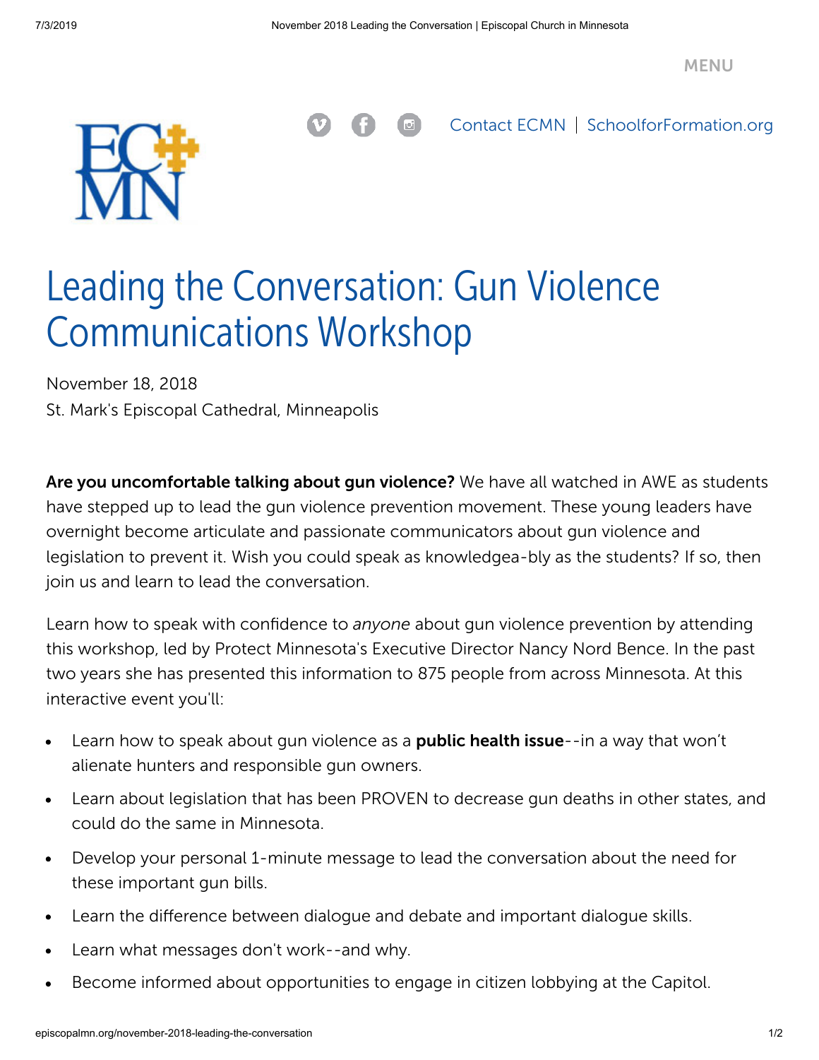MENU

Contact ECMN | SchoolforFormation.org

# Leading the Conversation: Gun Violence Communications Workshop

November 18, 2018
St. Mark's Episcopal Cathedral, Minneapolis

**Are you uncomfortable talking about gun violence?** We have all watched in AWE as students have stepped up to lead the gun violence prevention movement. These young leaders have overnight become articulate and passionate communicators about gun violence and legislation to prevent it. Wish you could speak as knowledgea-bly as the students? If so, then join us and learn to lead the conversation.

Learn how to speak with confidence to *anyone* about gun violence prevention by attending this workshop, led by Protect Minnesota's Executive Director Nancy Nord Bence. In the past two years she has presented this information to 875 people from across Minnesota. At this interactive event you'll:

- Learn how to speak about gun violence as a **public health issue**--in a way that won't alienate hunters and responsible gun owners.
- Learn about legislation that has been PROVEN to decrease gun deaths in other states, and could do the same in Minnesota.
- Develop your personal 1-minute message to lead the conversation about the need for these important gun bills.
- Learn the difference between dialogue and debate and important dialogue skills.
- Learn what messages don't work--and why.
- Become informed about opportunities to engage in citizen lobbying at the Capitol.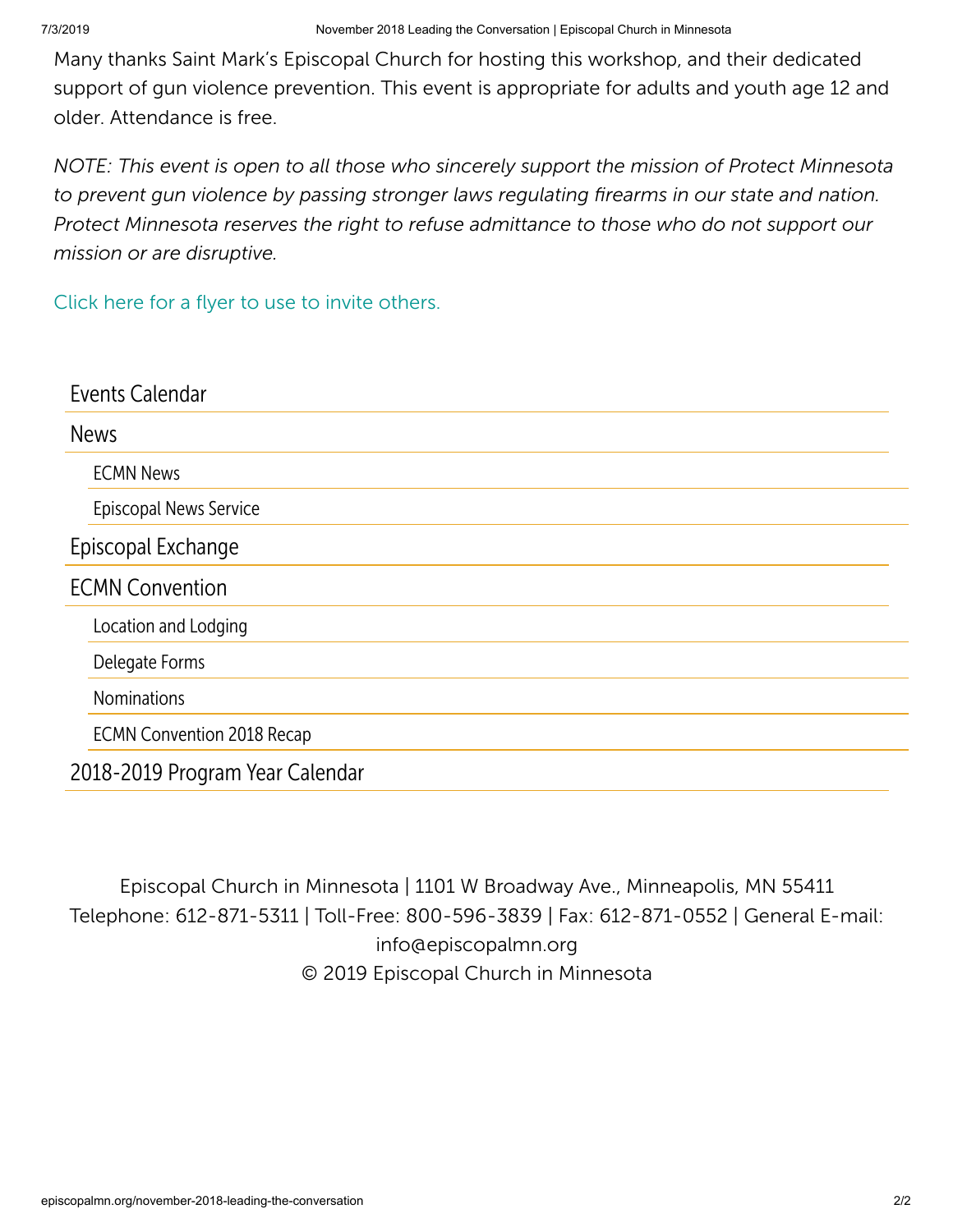Many thanks Saint Mark's Episcopal Church for hosting this workshop, and their dedicated support of gun violence prevention. This event is appropriate for adults and youth age 12 and older. Attendance is free.

*NOTE: This event is open to all those who sincerely support the mission of Protect Minnesota to prevent gun violence by passing stronger laws regulating firearms in our state and nation. Protect Minnesota reserves the right to refuse admittance to those who do not support our mission or are disruptive.*

Click here for a flyer to use to invite others.

- Events Calendar
- News
  - ECMN News
  - Episcopal News Service
- Episcopal Exchange
- ECMN Convention
  - Location and Lodging
  - Delegate Forms
  - Nominations
  - ECMN Convention 2018 Recap
- 2018-2019 Program Year Calendar

Episcopal Church in Minnesota | 1101 W Broadway Ave., Minneapolis, MN 55411
Telephone: 612-871-5311 | Toll-Free: 800-596-3839 | Fax: 612-871-0552 | General E-mail: info@episcopalmn.org
© 2019 Episcopal Church in Minnesota